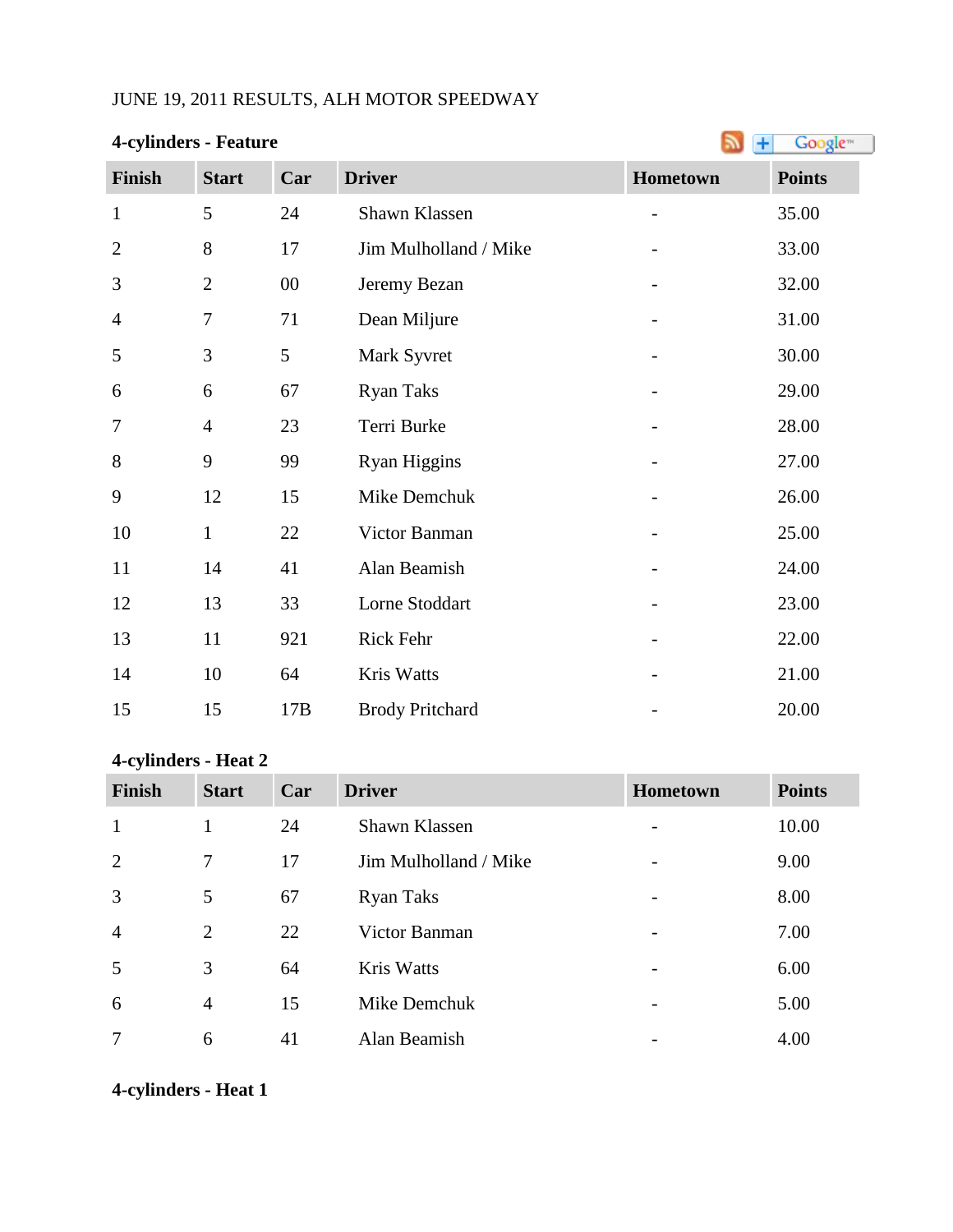JUNE 19, 2011 RESULTS, ALH MOTOR SPEEDWAY

**4-cylinders - Feature**

| Finish | Start | Car | Driver | Hometown | Points |
|---|---|---|---|---|---|
| 1 | 5 | 24 | Shawn Klassen | - | 35.00 |
| 2 | 8 | 17 | Jim Mulholland / Mike | - | 33.00 |
| 3 | 2 | 00 | Jeremy Bezan | - | 32.00 |
| 4 | 7 | 71 | Dean Miljure | - | 31.00 |
| 5 | 3 | 5 | Mark Syvret | - | 30.00 |
| 6 | 6 | 67 | Ryan Taks | - | 29.00 |
| 7 | 4 | 23 | Terri Burke | - | 28.00 |
| 8 | 9 | 99 | Ryan Higgins | - | 27.00 |
| 9 | 12 | 15 | Mike Demchuk | - | 26.00 |
| 10 | 1 | 22 | Victor Banman | - | 25.00 |
| 11 | 14 | 41 | Alan Beamish | - | 24.00 |
| 12 | 13 | 33 | Lorne Stoddart | - | 23.00 |
| 13 | 11 | 921 | Rick Fehr | - | 22.00 |
| 14 | 10 | 64 | Kris Watts | - | 21.00 |
| 15 | 15 | 17B | Brody Pritchard | - | 20.00 |

**4-cylinders - Heat 2**

| Finish | Start | Car | Driver | Hometown | Points |
|---|---|---|---|---|---|
| 1 | 1 | 24 | Shawn Klassen | - | 10.00 |
| 2 | 7 | 17 | Jim Mulholland / Mike | - | 9.00 |
| 3 | 5 | 67 | Ryan Taks | - | 8.00 |
| 4 | 2 | 22 | Victor Banman | - | 7.00 |
| 5 | 3 | 64 | Kris Watts | - | 6.00 |
| 6 | 4 | 15 | Mike Demchuk | - | 5.00 |
| 7 | 6 | 41 | Alan Beamish | - | 4.00 |

**4-cylinders - Heat 1**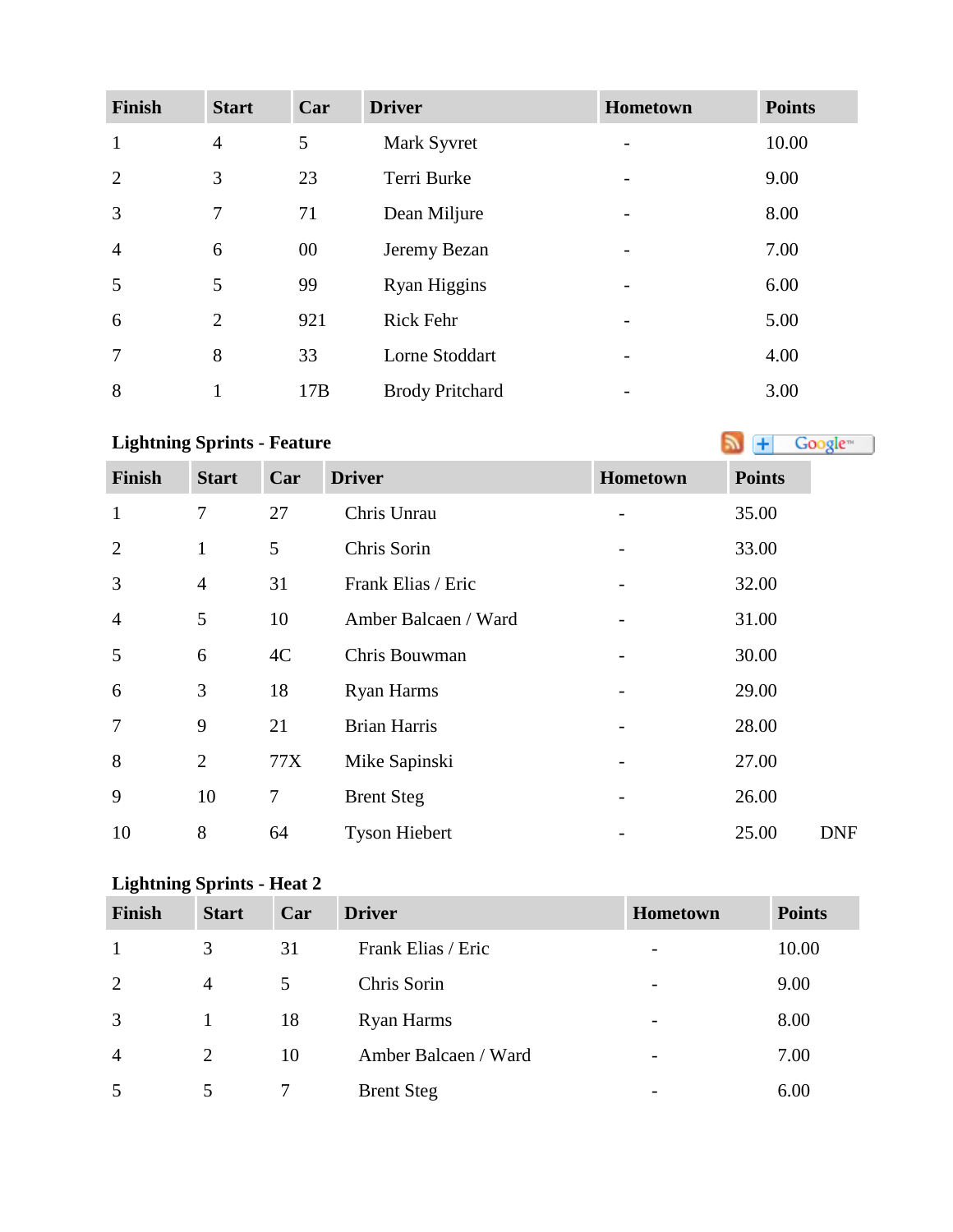| Finish | Start | Car | Driver | Hometown | Points |
| --- | --- | --- | --- | --- | --- |
| 1 | 4 | 5 | Mark Syvret | - | 10.00 |
| 2 | 3 | 23 | Terri Burke | - | 9.00 |
| 3 | 7 | 71 | Dean Miljure | - | 8.00 |
| 4 | 6 | 00 | Jeremy Bezan | - | 7.00 |
| 5 | 5 | 99 | Ryan Higgins | - | 6.00 |
| 6 | 2 | 921 | Rick Fehr | - | 5.00 |
| 7 | 8 | 33 | Lorne Stoddart | - | 4.00 |
| 8 | 1 | 17B | Brody Pritchard | - | 3.00 |

**Lightning Sprints - Feature**

| Finish | Start | Car | Driver | Hometown | Points | |
| --- | --- | --- | --- | --- | --- | --- |
| 1 | 7 | 27 | Chris Unrau | - | 35.00 | |
| 2 | 1 | 5 | Chris Sorin | - | 33.00 | |
| 3 | 4 | 31 | Frank Elias / Eric | - | 32.00 | |
| 4 | 5 | 10 | Amber Balcaen / Ward | - | 31.00 | |
| 5 | 6 | 4C | Chris Bouwman | - | 30.00 | |
| 6 | 3 | 18 | Ryan Harms | - | 29.00 | |
| 7 | 9 | 21 | Brian Harris | - | 28.00 | |
| 8 | 2 | 77X | Mike Sapinski | - | 27.00 | |
| 9 | 10 | 7 | Brent Steg | - | 26.00 | |
| 10 | 8 | 64 | Tyson Hiebert | - | 25.00 | DNF |

**Lightning Sprints - Heat 2**

| Finish | Start | Car | Driver | Hometown | Points |
| --- | --- | --- | --- | --- | --- |
| 1 | 3 | 31 | Frank Elias / Eric | - | 10.00 |
| 2 | 4 | 5 | Chris Sorin | - | 9.00 |
| 3 | 1 | 18 | Ryan Harms | - | 8.00 |
| 4 | 2 | 10 | Amber Balcaen / Ward | - | 7.00 |
| 5 | 5 | 7 | Brent Steg | - | 6.00 |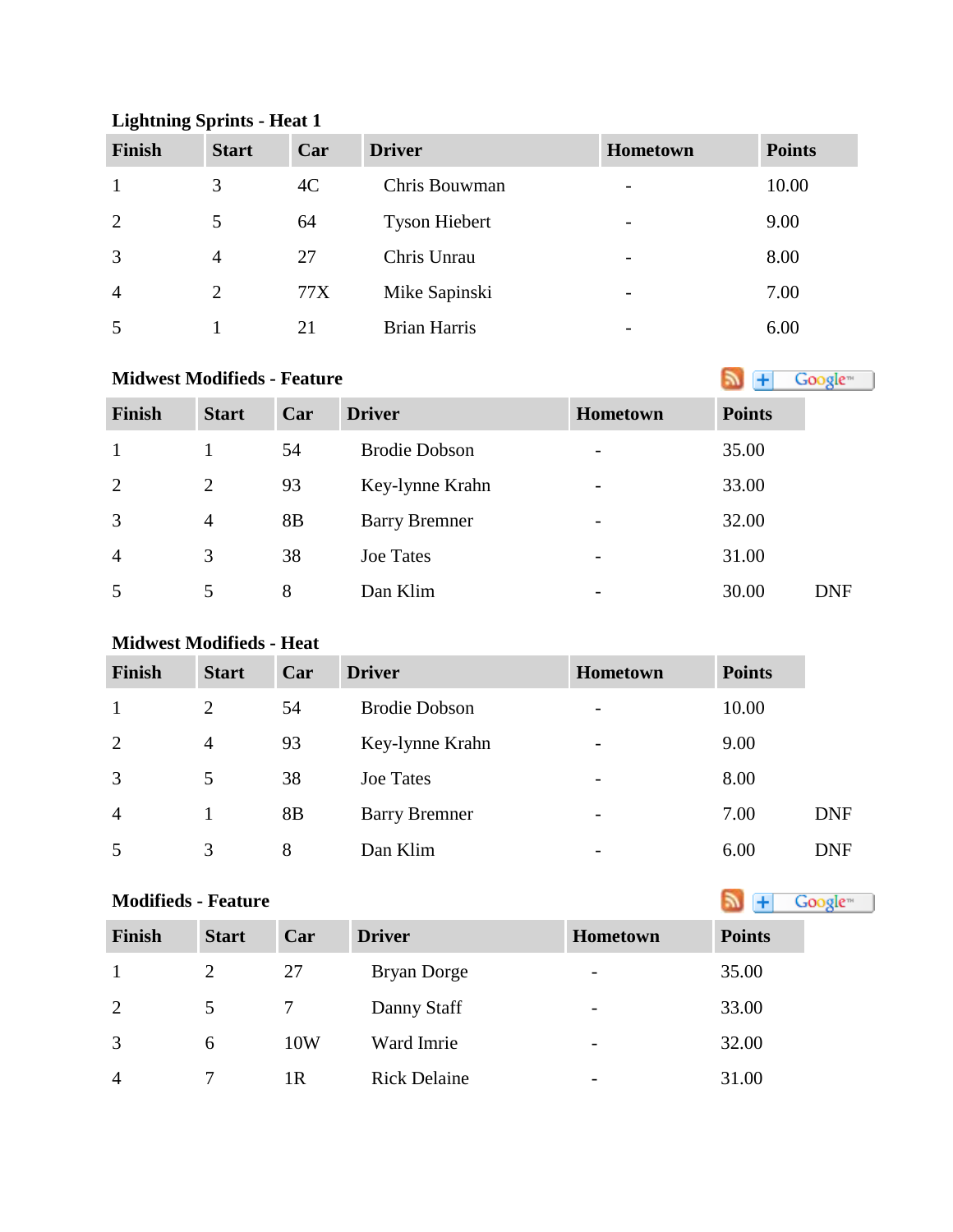### Lightning Sprints - Heat 1

| Finish | Start | Car | Driver | Hometown | Points |
|---|---|---|---|---|---|
| 1 | 3 | 4C | Chris Bouwman | - | 10.00 |
| 2 | 5 | 64 | Tyson Hiebert | - | 9.00 |
| 3 | 4 | 27 | Chris Unrau | - | 8.00 |
| 4 | 2 | 77X | Mike Sapinski | - | 7.00 |
| 5 | 1 | 21 | Brian Harris | - | 6.00 |

### Midwest Modifieds - Feature

| Finish | Start | Car | Driver | Hometown | Points | |
|---|---|---|---|---|---|---|
| 1 | 1 | 54 | Brodie Dobson | - | 35.00 | |
| 2 | 2 | 93 | Key-lynne Krahn | - | 33.00 | |
| 3 | 4 | 8B | Barry Bremner | - | 32.00 | |
| 4 | 3 | 38 | Joe Tates | - | 31.00 | |
| 5 | 5 | 8 | Dan Klim | - | 30.00 | DNF |

### Midwest Modifieds - Heat

| Finish | Start | Car | Driver | Hometown | Points | |
|---|---|---|---|---|---|---|
| 1 | 2 | 54 | Brodie Dobson | - | 10.00 | |
| 2 | 4 | 93 | Key-lynne Krahn | - | 9.00 | |
| 3 | 5 | 38 | Joe Tates | - | 8.00 | |
| 4 | 1 | 8B | Barry Bremner | - | 7.00 | DNF |
| 5 | 3 | 8 | Dan Klim | - | 6.00 | DNF |

### Modifieds - Feature

| Finish | Start | Car | Driver | Hometown | Points |
|---|---|---|---|---|---|
| 1 | 2 | 27 | Bryan Dorge | - | 35.00 |
| 2 | 5 | 7 | Danny Staff | - | 33.00 |
| 3 | 6 | 10W | Ward Imrie | - | 32.00 |
| 4 | 7 | 1R | Rick Delaine | - | 31.00 |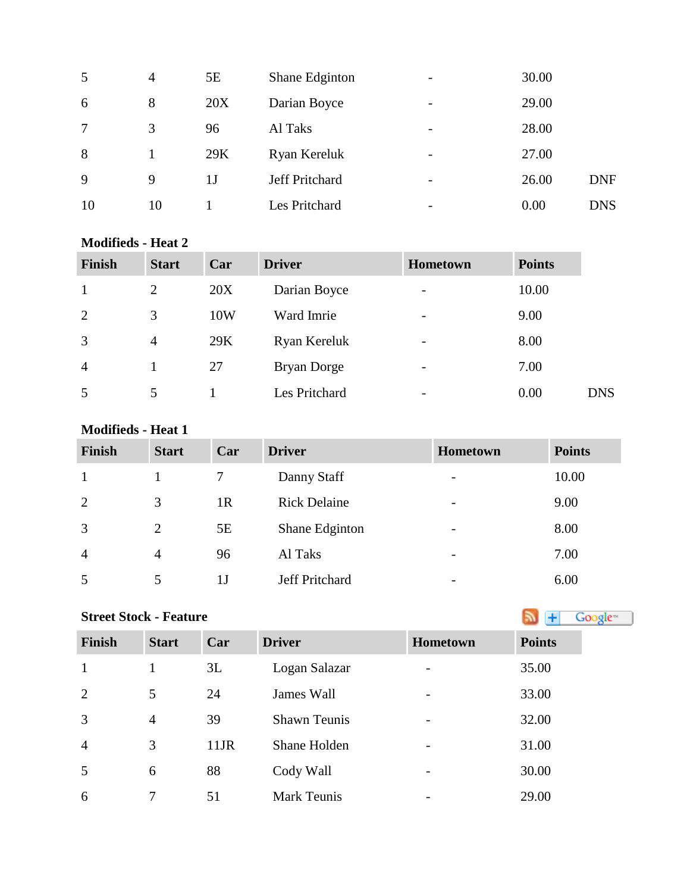| | | | | | | |
|---|---|---|---|---|---|---|
| 5 | 4 | 5E | Shane Edginton | - | 30.00 | |
| 6 | 8 | 20X | Darian Boyce | - | 29.00 | |
| 7 | 3 | 96 | Al Taks | - | 28.00 | |
| 8 | 1 | 29K | Ryan Kereluk | - | 27.00 | |
| 9 | 9 | 1J | Jeff Pritchard | - | 26.00 | DNF |
| 10 | 10 | 1 | Les Pritchard | - | 0.00 | DNS |

**Modifieds - Heat 2**

| Finish | Start | Car | Driver | Hometown | Points | |
|---|---|---|---|---|---|---|
| 1 | 2 | 20X | Darian Boyce | - | 10.00 | |
| 2 | 3 | 10W | Ward Imrie | - | 9.00 | |
| 3 | 4 | 29K | Ryan Kereluk | - | 8.00 | |
| 4 | 1 | 27 | Bryan Dorge | - | 7.00 | |
| 5 | 5 | 1 | Les Pritchard | - | 0.00 | DNS |

**Modifieds - Heat 1**

| Finish | Start | Car | Driver | Hometown | Points |
|---|---|---|---|---|---|
| 1 | 1 | 7 | Danny Staff | - | 10.00 |
| 2 | 3 | 1R | Rick Delaine | - | 9.00 |
| 3 | 2 | 5E | Shane Edginton | - | 8.00 |
| 4 | 4 | 96 | Al Taks | - | 7.00 |
| 5 | 5 | 1J | Jeff Pritchard | - | 6.00 |

**Street Stock - Feature**

| Finish | Start | Car | Driver | Hometown | Points |
|---|---|---|---|---|---|
| 1 | 1 | 3L | Logan Salazar | - | 35.00 |
| 2 | 5 | 24 | James Wall | - | 33.00 |
| 3 | 4 | 39 | Shawn Teunis | - | 32.00 |
| 4 | 3 | 11JR | Shane Holden | - | 31.00 |
| 5 | 6 | 88 | Cody Wall | - | 30.00 |
| 6 | 7 | 51 | Mark Teunis | - | 29.00 |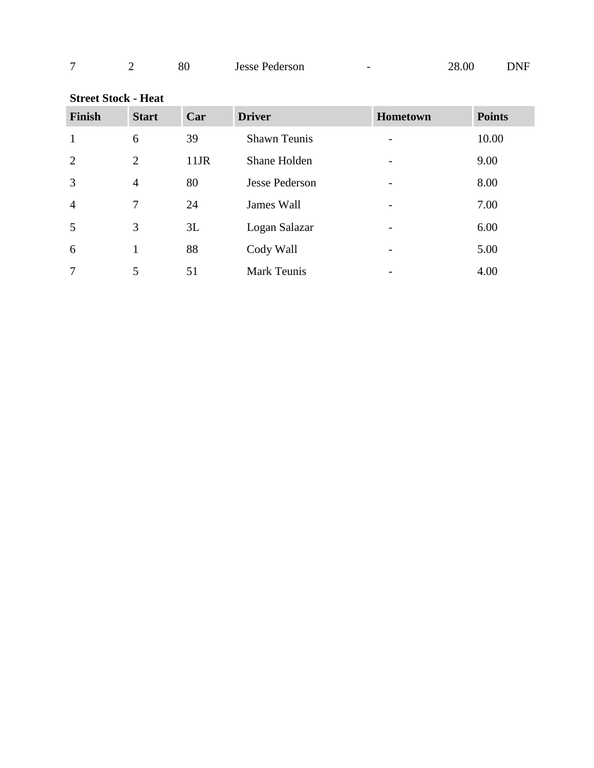| | | | | | | |
|---|---|---|---|---|---|---|
| 7 | 2 | 80 | Jesse Pederson | - | 28.00 | DNF |

**Street Stock - Heat**

| Finish | Start | Car | Driver | Hometown | Points |
|---|---|---|---|---|---|
| 1 | 6 | 39 | Shawn Teunis | - | 10.00 |
| 2 | 2 | 11JR | Shane Holden | - | 9.00 |
| 3 | 4 | 80 | Jesse Pederson | - | 8.00 |
| 4 | 7 | 24 | James Wall | - | 7.00 |
| 5 | 3 | 3L | Logan Salazar | - | 6.00 |
| 6 | 1 | 88 | Cody Wall | - | 5.00 |
| 7 | 5 | 51 | Mark Teunis | - | 4.00 |